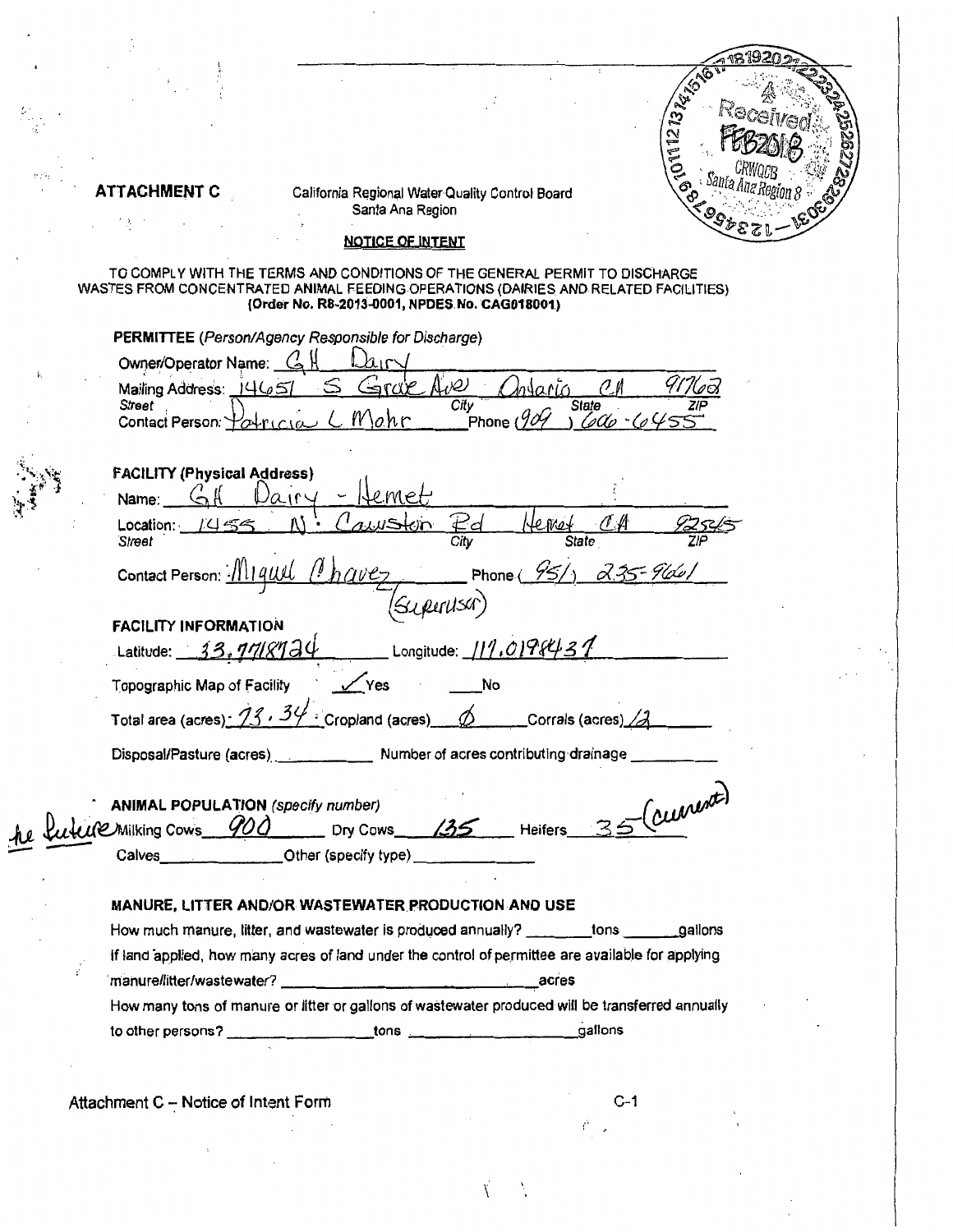Received FEB 2018 CRWQCB Santa Ana Region 8

**ATTACHMENT C**

California Regional Water Quality Control Board
Santa Ana Region

**NOTICE OF INTENT**

TO COMPLY WITH THE TERMS AND CONDITIONS OF THE GENERAL PERMIT TO DISCHARGE WASTES FROM CONCENTRATED ANIMAL FEEDING OPERATIONS (DAIRIES AND RELATED FACILITIES)
**(Order No. R8-2013-0001, NPDES No. CAG018001)**

**PERMITTEE** *(Person/Agency Responsible for Discharge)*

Owner/Operator Name: G H Dairy

Mailing Address: 14651 S Grove Ave Ontario CA 91762
Street City State ZIP

Contact Person: Patricia L Mohr Phone (909) 606-6455

**FACILITY (Physical Address)**

Name: G H Dairy - Hemet

Location: 1455 N. Cawston Rd Hemet CA 92545
Street City State ZIP

Contact Person: Miguel Chavez (Supervisor) Phone (951) 235-9661

**FACILITY INFORMATION**

Latitude: 33.7718724 Longitude: 117.0198437

Topographic Map of Facility ✓ Yes ___ No

Total area (acres): 73.34 Cropland (acres) Ø Corrals (acres) 12

Disposal/Pasture (acres) ___________ Number of acres contributing drainage ___________

**ANIMAL POPULATION** *(specify number)*

the future Milking Cows 900 Dry Cows 135 Heifers 35 (current)

Calves ___________ Other (specify type) ___________

**MANURE, LITTER AND/OR WASTEWATER PRODUCTION AND USE**

How much manure, litter, and wastewater is produced annually? ________tons ________gallons

If land applied, how many acres of land under the control of permittee are available for applying manure/litter/wastewater? ____________________acres

How many tons of manure or litter or gallons of wastewater produced will be transferred annually to other persons? ____________tons ____________gallons

Attachment C – Notice of Intent Form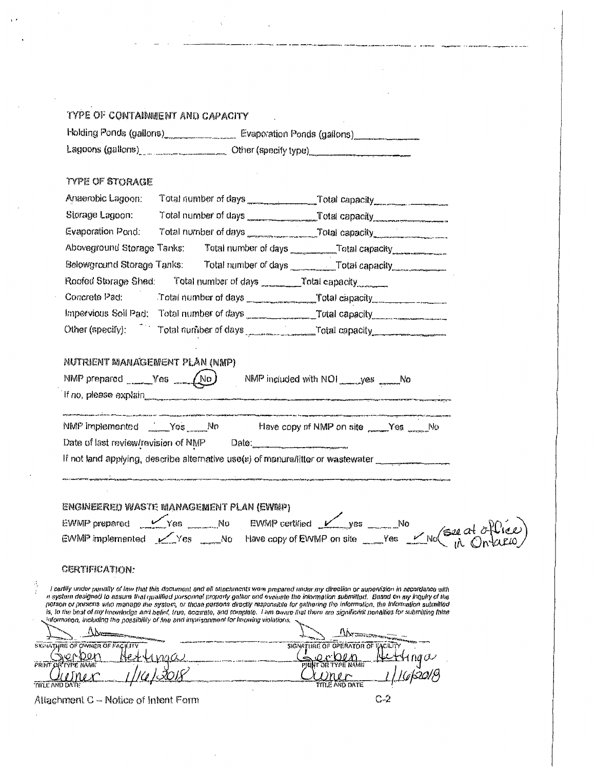## TYPE OF CONTAINMENT AND CAPACITY

Holding Ponds (gallons)______________ Evaporation Ponds (gallons)______________

Lagoons (gallons)______________ Other (specify type)______________

## TYPE OF STORAGE

Anaerobic Lagoon: Total number of days ______________ Total capacity______________

Storage Lagoon: Total number of days ______________ Total capacity______________

Evaporation Pond: Total number of days ______________ Total capacity______________

Aboveground Storage Tanks: Total number of days ________ Total capacity__________

Belowground Storage Tanks: Total number of days ________ Total capacity__________

Roofed Storage Shed: Total number of days ________ Total capacity______

Concrete Pad: Total number of days ______________ Total capacity______________

Impervious Soil Pad: Total number of days ______________ Total capacity______________

Other (specify): Total number of days ______________ Total capacity______________

## NUTRIENT MANAGEMENT PLAN (NMP)

NMP prepared ____Yes ____(No) NMP included with NOI ____yes ____No

If no, please explain______________________________________________

_______________________________________________________________

NMP implemented ____Yes ____No Have copy of NMP on site ____Yes ____No

Date of last review/revision of NMP Date:______________

If not land applying, describe alternative use(s) of manure/litter or wastewater ______________

_______________________________________________________________

## ENGINEERED WASTE MANAGEMENT PLAN (EWMP)

EWMP prepared ✓ Yes ____No EWMP certified ✓ yes ____No

EWMP implemented ✓ Yes ____No Have copy of EWMP on site ____Yes ✓ No (see at office in Ontario)

## CERTIFICATION:

*I certify under penalty of law that this document and all attachments were prepared under my direction or supervision in accordance with a system designed to assure that qualified personnel properly gather and evaluate the information submitted. Based on my inquiry of the person or persons who manage the system, or those persons directly responsible for gathering the information, the information submitted is, to the best of my knowledge and belief, true, accurate, and complete. I am aware that there are significant penalties for submitting false information, including the possibility of fine and imprisonment for knowing violations.*

| | |
|---|---|
| [signature] | [signature] |
| SIGNATURE OF OWNER OF FACILITY | SIGNATURE OF OPERATOR OF FACILITY |
| Gerben Hettinga | Gerben Hettinga |
| PRINT OR TYPE NAME | PRINT OR TYPE NAME |
| Owner 1/16/2018 | Owner 1/16/2018 |
| TITLE AND DATE | TITLE AND DATE |

Attachment C – Notice of Intent Form C-2